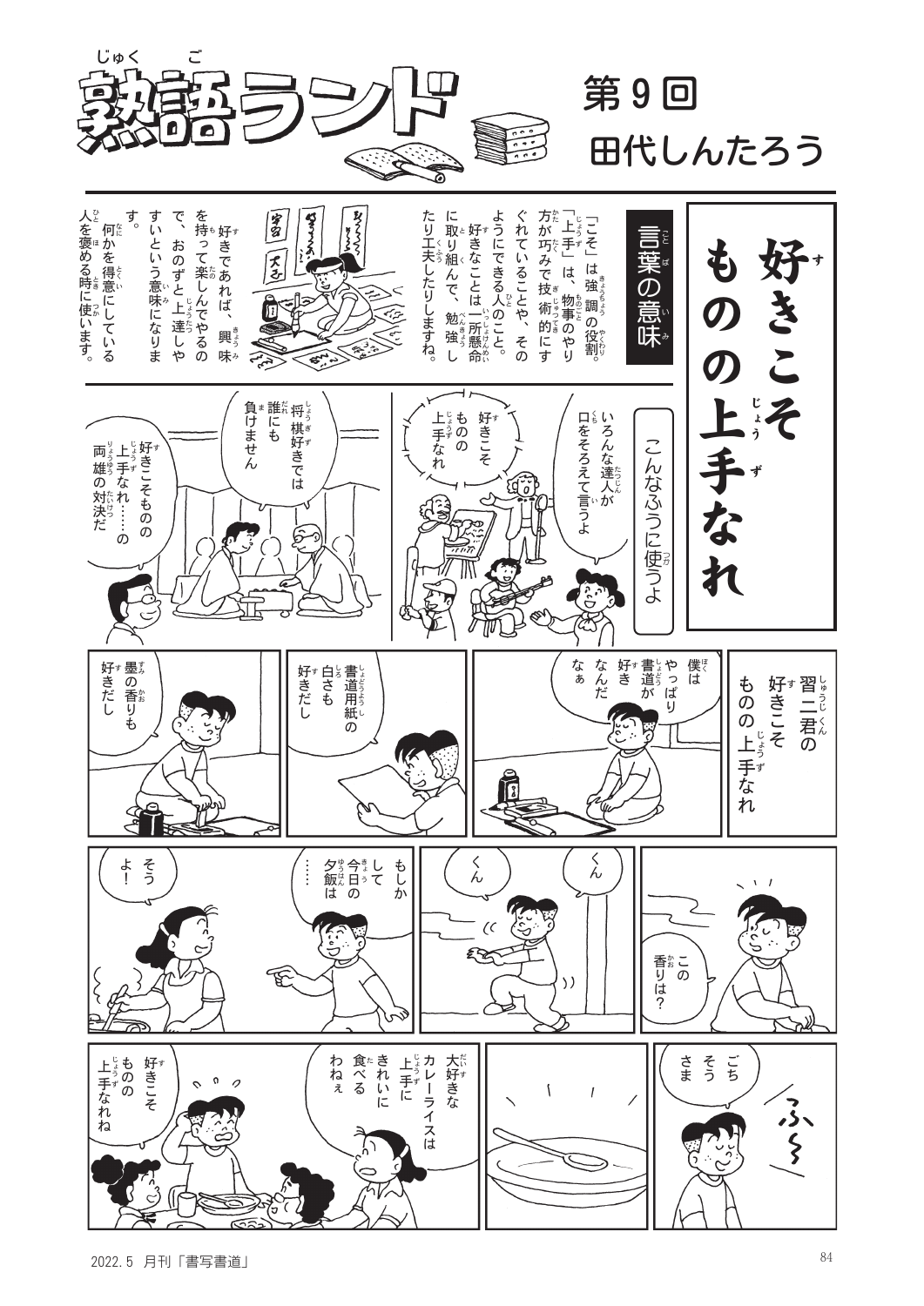# 熟語ランド

## 第9回

田代しんたろう

# 好きこそものの上手なれ

### 言葉の意味

「こそ」は強調の役割。「上手」は、物事のやり方が巧みで技術的にすぐれていることや、そのようにできる人のこと。

好きなことは一所懸命に取り組んで、勉強したり工夫したりしますね。

好きであれば、興味を持って楽しんでやるので、おのずと上達しやすいという意味になります。

何かを得意にしている人を褒める時に使います。

### こんなふうに使うよ

いろんな達人が口をそろえて言うよ

好きこそものの上手なれ

将棋好きでは誰にも負けません

好きこそものの上手なれ……の両雄の対決だ

習二君の好きこそものの上手なれ

僕はやっぱり書道が好きなんだなぁ

書道用紙の白さも好きだし

墨の香りも好きだし

この香りは？

くん

くん

もしかして今日の夕飯は……

そうよ！

ふ～

ごちそうさま

大好きなカレーライスは上手にきれいに食べるわねぇ

好きこそものの上手なれね

2022.5 月刊「書写書道」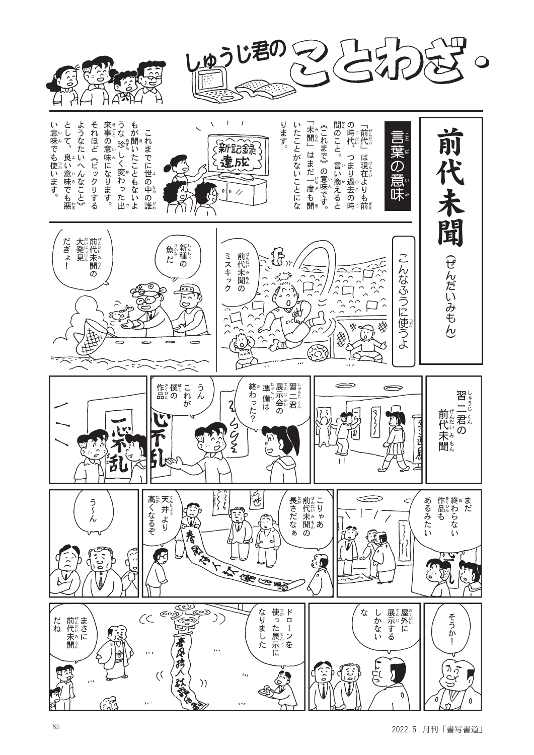# しゅうじ君のことわざ

## 前代未聞（ぜんだいみもん）

### 言葉の意味

「前代」は現在よりも前の時代、つまり過去の時間のこと。言い換えると《これまで》の意味です。「未聞」はまだ一度も聞いたことがないことになります。

これまでに世の中の誰もが聞いたこともないような珍しく変わった出来事の意味になります。それほど《ビックリするようなたいへんなこと》として、良い意味でも悪い意味でも使います。

新記録達成

### こんなふうに使うよ

前代未聞のミスキック

新種の魚だ

前代未聞の大発見だぎょ！

### 習二君の前代未聞

習二君展示会の準備は終わった？

うんこれが僕の作品

一心不乱

まだ終わらない作品もあるみたい

こりゃあ前代未聞の長さだなぁ

天井より高くなるぞ

う〜ん

そうか！

屋外に展示するしかないな

ドローンを使った展示になりました

まさに前代未聞だね